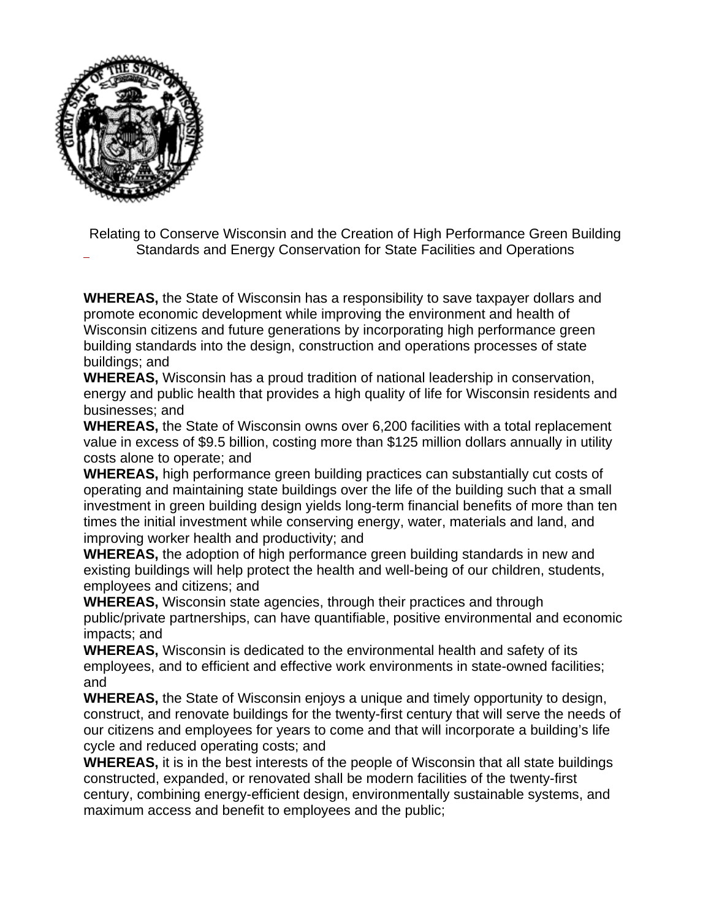Relating to Conserve Wisconsin and the Creation of High Performance Green Building Standards and Energy Conservation for State Facilities and Operations

**WHEREAS,** the State of Wisconsin has a responsibility to save taxpayer dollars and promote economic development while improving the environment and health of Wisconsin citizens and future generations by incorporating high performance green building standards into the design, construction and operations processes of state buildings; and

**WHEREAS,** Wisconsin has a proud tradition of national leadership in conservation, energy and public health that provides a high quality of life for Wisconsin residents and businesses; and

**WHEREAS,** the State of Wisconsin owns over 6,200 facilities with a total replacement value in excess of $9.5 billion, costing more than $125 million dollars annually in utility costs alone to operate; and

**WHEREAS,** high performance green building practices can substantially cut costs of operating and maintaining state buildings over the life of the building such that a small investment in green building design yields long-term financial benefits of more than ten times the initial investment while conserving energy, water, materials and land, and improving worker health and productivity; and

**WHEREAS,** the adoption of high performance green building standards in new and existing buildings will help protect the health and well-being of our children, students, employees and citizens; and

**WHEREAS,** Wisconsin state agencies, through their practices and through public/private partnerships, can have quantifiable, positive environmental and economic impacts; and

**WHEREAS,** Wisconsin is dedicated to the environmental health and safety of its employees, and to efficient and effective work environments in state-owned facilities; and

**WHEREAS,** the State of Wisconsin enjoys a unique and timely opportunity to design, construct, and renovate buildings for the twenty-first century that will serve the needs of our citizens and employees for years to come and that will incorporate a building's life cycle and reduced operating costs; and

**WHEREAS,** it is in the best interests of the people of Wisconsin that all state buildings constructed, expanded, or renovated shall be modern facilities of the twenty-first century, combining energy-efficient design, environmentally sustainable systems, and maximum access and benefit to employees and the public;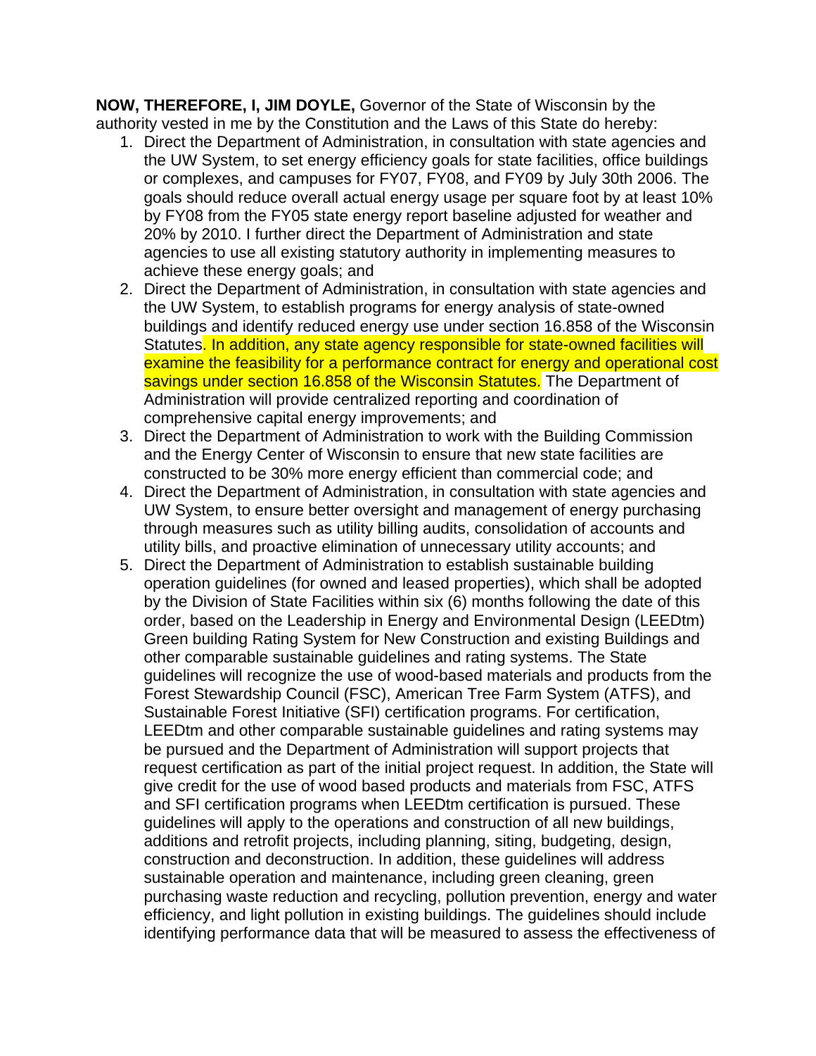**NOW, THEREFORE, I, JIM DOYLE,** Governor of the State of Wisconsin by the authority vested in me by the Constitution and the Laws of this State do hereby:

1. Direct the Department of Administration, in consultation with state agencies and the UW System, to set energy efficiency goals for state facilities, office buildings or complexes, and campuses for FY07, FY08, and FY09 by July 30th 2006. The goals should reduce overall actual energy usage per square foot by at least 10% by FY08 from the FY05 state energy report baseline adjusted for weather and 20% by 2010. I further direct the Department of Administration and state agencies to use all existing statutory authority in implementing measures to achieve these energy goals; and
2. Direct the Department of Administration, in consultation with state agencies and the UW System, to establish programs for energy analysis of state-owned buildings and identify reduced energy use under section 16.858 of the Wisconsin Statutes. In addition, any state agency responsible for state-owned facilities will examine the feasibility for a performance contract for energy and operational cost savings under section 16.858 of the Wisconsin Statutes. The Department of Administration will provide centralized reporting and coordination of comprehensive capital energy improvements; and
3. Direct the Department of Administration to work with the Building Commission and the Energy Center of Wisconsin to ensure that new state facilities are constructed to be 30% more energy efficient than commercial code; and
4. Direct the Department of Administration, in consultation with state agencies and UW System, to ensure better oversight and management of energy purchasing through measures such as utility billing audits, consolidation of accounts and utility bills, and proactive elimination of unnecessary utility accounts; and
5. Direct the Department of Administration to establish sustainable building operation guidelines (for owned and leased properties), which shall be adopted by the Division of State Facilities within six (6) months following the date of this order, based on the Leadership in Energy and Environmental Design (LEEDtm) Green building Rating System for New Construction and existing Buildings and other comparable sustainable guidelines and rating systems. The State guidelines will recognize the use of wood-based materials and products from the Forest Stewardship Council (FSC), American Tree Farm System (ATFS), and Sustainable Forest Initiative (SFI) certification programs. For certification, LEEDtm and other comparable sustainable guidelines and rating systems may be pursued and the Department of Administration will support projects that request certification as part of the initial project request. In addition, the State will give credit for the use of wood based products and materials from FSC, ATFS and SFI certification programs when LEEDtm certification is pursued. These guidelines will apply to the operations and construction of all new buildings, additions and retrofit projects, including planning, siting, budgeting, design, construction and deconstruction. In addition, these guidelines will address sustainable operation and maintenance, including green cleaning, green purchasing waste reduction and recycling, pollution prevention, energy and water efficiency, and light pollution in existing buildings. The guidelines should include identifying performance data that will be measured to assess the effectiveness of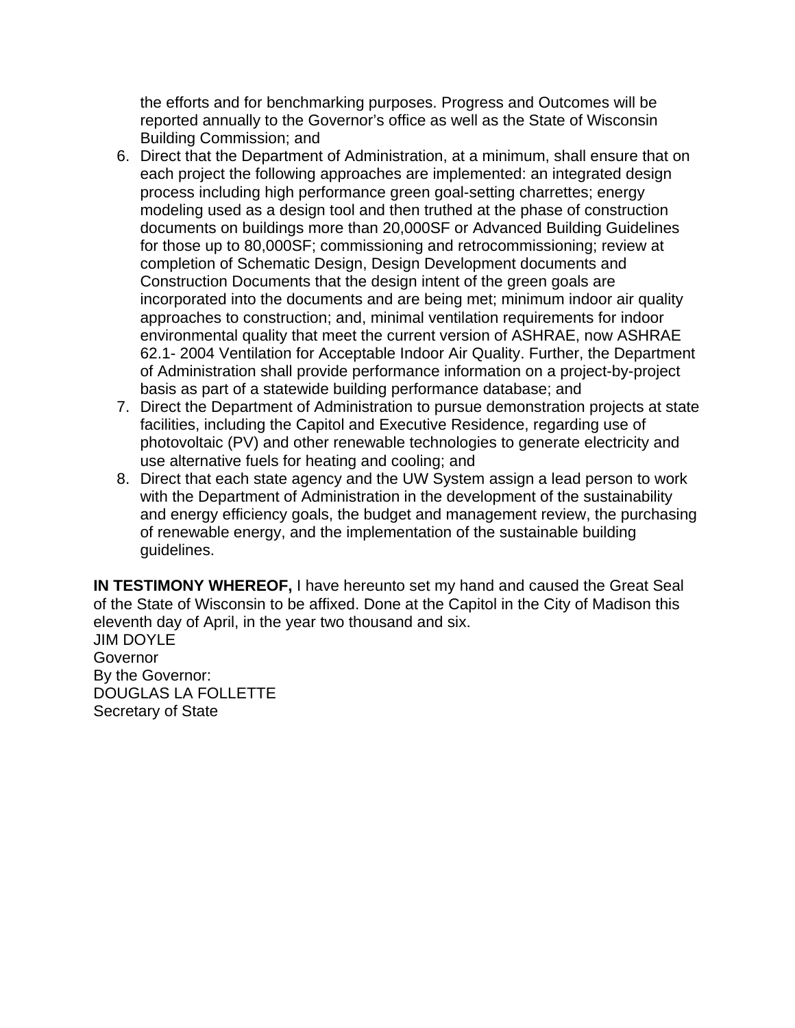the efforts and for benchmarking purposes. Progress and Outcomes will be reported annually to the Governor's office as well as the State of Wisconsin Building Commission; and

6. Direct that the Department of Administration, at a minimum, shall ensure that on each project the following approaches are implemented: an integrated design process including high performance green goal-setting charrettes; energy modeling used as a design tool and then truthed at the phase of construction documents on buildings more than 20,000SF or Advanced Building Guidelines for those up to 80,000SF; commissioning and retrocommissioning; review at completion of Schematic Design, Design Development documents and Construction Documents that the design intent of the green goals are incorporated into the documents and are being met; minimum indoor air quality approaches to construction; and, minimal ventilation requirements for indoor environmental quality that meet the current version of ASHRAE, now ASHRAE 62.1- 2004 Ventilation for Acceptable Indoor Air Quality. Further, the Department of Administration shall provide performance information on a project-by-project basis as part of a statewide building performance database; and
7. Direct the Department of Administration to pursue demonstration projects at state facilities, including the Capitol and Executive Residence, regarding use of photovoltaic (PV) and other renewable technologies to generate electricity and use alternative fuels for heating and cooling; and
8. Direct that each state agency and the UW System assign a lead person to work with the Department of Administration in the development of the sustainability and energy efficiency goals, the budget and management review, the purchasing of renewable energy, and the implementation of the sustainable building guidelines.

**IN TESTIMONY WHEREOF,** I have hereunto set my hand and caused the Great Seal of the State of Wisconsin to be affixed. Done at the Capitol in the City of Madison this eleventh day of April, in the year two thousand and six.

JIM DOYLE
Governor
By the Governor:
DOUGLAS LA FOLLETTE
Secretary of State